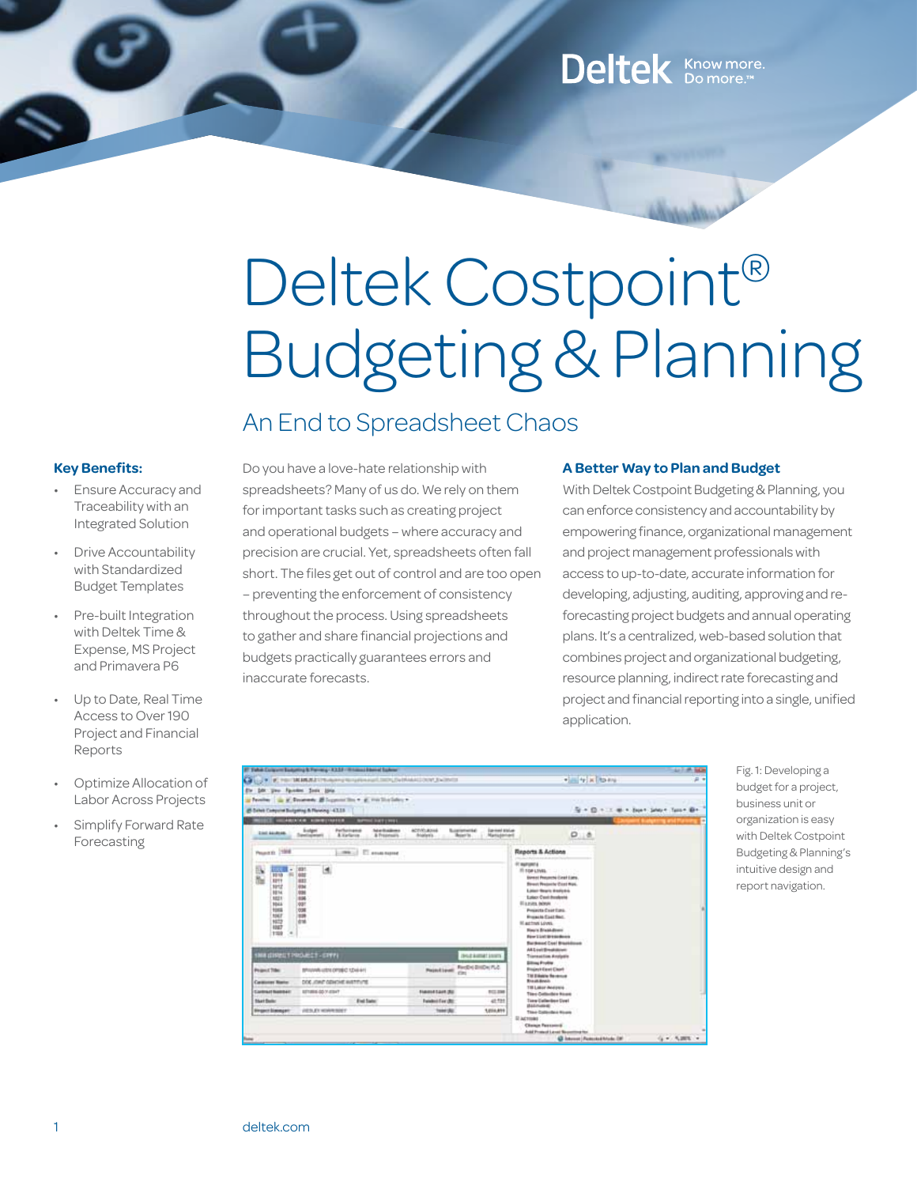Deltek Know more. Do more.™

# Deltek Costpoint® Budgeting & Planning

## An End to Spreadsheet Chaos

### Key Benefits:

- Ensure Accuracy and Traceability with an Integrated Solution
- Drive Accountability with Standardized Budget Templates
- Pre-built Integration with Deltek Time & Expense, MS Project and Primavera P6
- Up to Date, Real Time Access to Over 190 Project and Financial Reports
- Optimize Allocation of Labor Across Projects
- Simplify Forward Rate Forecasting

Do you have a love-hate relationship with spreadsheets? Many of us do. We rely on them for important tasks such as creating project and operational budgets – where accuracy and precision are crucial. Yet, spreadsheets often fall short. The files get out of control and are too open – preventing the enforcement of consistency throughout the process. Using spreadsheets to gather and share financial projections and budgets practically guarantees errors and inaccurate forecasts.

### A Better Way to Plan and Budget

With Deltek Costpoint Budgeting & Planning, you can enforce consistency and accountability by empowering finance, organizational management and project management professionals with access to up-to-date, accurate information for developing, adjusting, auditing, approving and re-forecasting project budgets and annual operating plans. It's a centralized, web-based solution that combines project and organizational budgeting, resource planning, indirect rate forecasting and project and financial reporting into a single, unified application.

Fig. 1: Developing a budget for a project, business unit or organization is easy with Deltek Costpoint Budgeting & Planning's intuitive design and report navigation.

deltek.com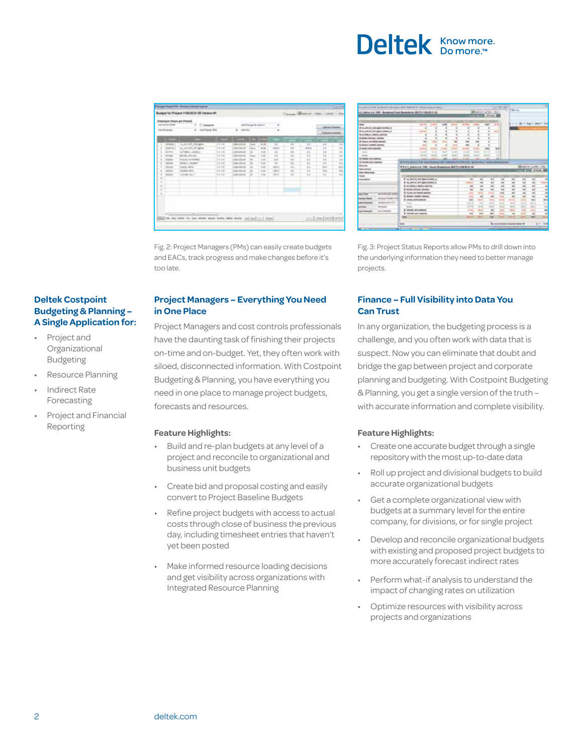Fig. 2: Project Managers (PMs) can easily create budgets and EACs, track progress and make changes before it's too late.

Fig. 3: Project Status Reports allow PMs to drill down into the underlying information they need to better manage projects.

### Deltek Costpoint Budgeting & Planning – A Single Application for:

- Project and Organizational Budgeting
- Resource Planning
- Indirect Rate Forecasting
- Project and Financial Reporting

## Project Managers – Everything You Need in One Place

Project Managers and cost controls professionals have the daunting task of finishing their projects on-time and on-budget. Yet, they often work with siloed, disconnected information. With Costpoint Budgeting & Planning, you have everything you need in one place to manage project budgets, forecasts and resources.

**Feature Highlights:**

- Build and re-plan budgets at any level of a project and reconcile to organizational and business unit budgets
- Create bid and proposal costing and easily convert to Project Baseline Budgets
- Refine project budgets with access to actual costs through close of business the previous day, including timesheet entries that haven't yet been posted
- Make informed resource loading decisions and get visibility across organizations with Integrated Resource Planning

## Finance – Full Visibility into Data You Can Trust

In any organization, the budgeting process is a challenge, and you often work with data that is suspect. Now you can eliminate that doubt and bridge the gap between project and corporate planning and budgeting. With Costpoint Budgeting & Planning, you get a single version of the truth – with accurate information and complete visibility.

**Feature Highlights:**

- Create one accurate budget through a single repository with the most up-to-date data
- Roll up project and divisional budgets to build accurate organizational budgets
- Get a complete organizational view with budgets at a summary level for the entire company, for divisions, or for single project
- Develop and reconcile organizational budgets with existing and proposed project budgets to more accurately forecast indirect rates
- Perform what-if analysis to understand the impact of changing rates on utilization
- Optimize resources with visibility across projects and organizations

deltek.com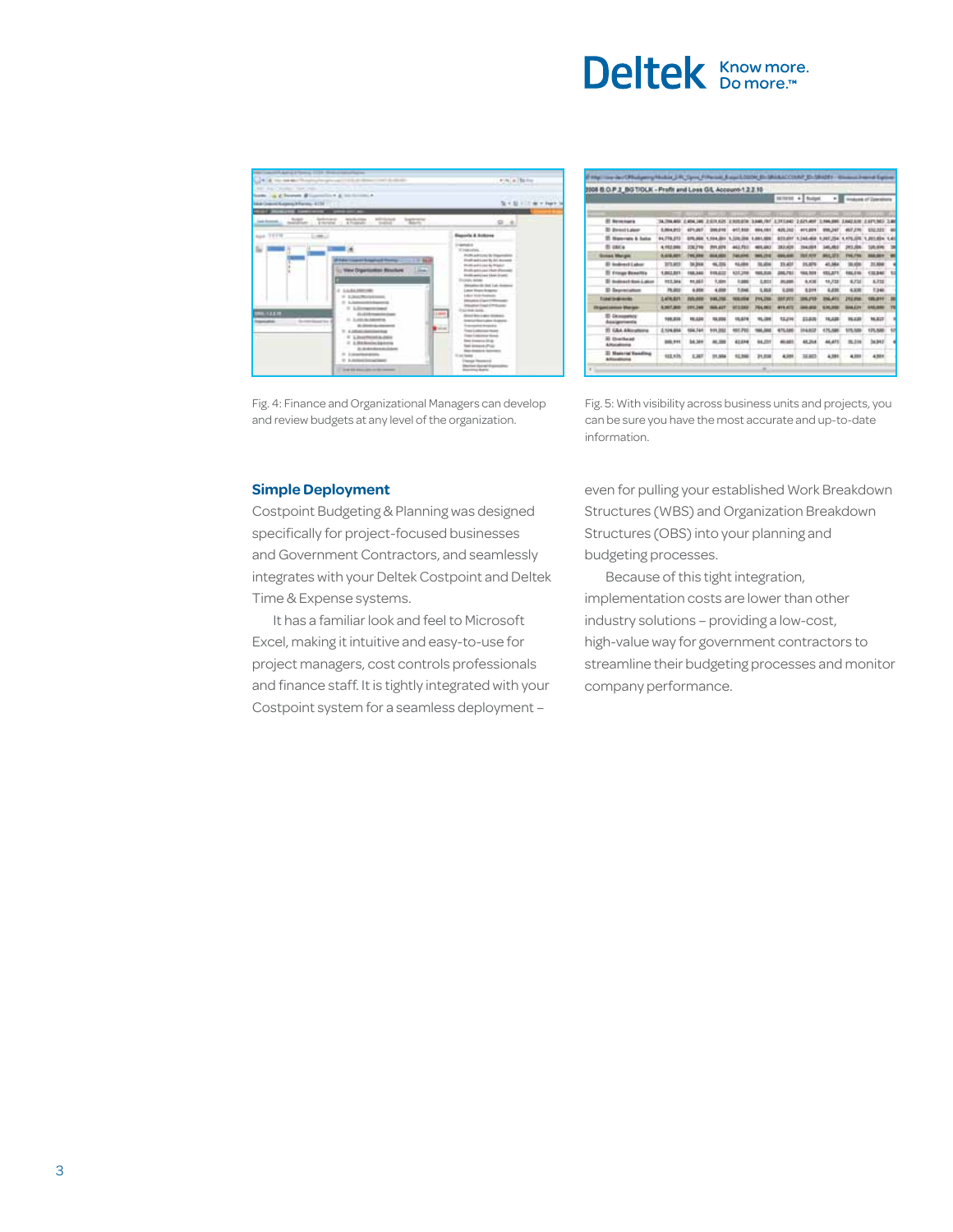Fig. 4: Finance and Organizational Managers can develop and review budgets at any level of the organization.

Fig. 5: With visibility across business units and projects, you can be sure you have the most accurate and up-to-date information.

### Simple Deployment

Costpoint Budgeting & Planning was designed specifically for project-focused businesses and Government Contractors, and seamlessly integrates with your Deltek Costpoint and Deltek Time & Expense systems.

It has a familiar look and feel to Microsoft Excel, making it intuitive and easy-to-use for project managers, cost controls professionals and finance staff. It is tightly integrated with your Costpoint system for a seamless deployment – even for pulling your established Work Breakdown Structures (WBS) and Organization Breakdown Structures (OBS) into your planning and budgeting processes.

Because of this tight integration, implementation costs are lower than other industry solutions – providing a low-cost, high-value way for government contractors to streamline their budgeting processes and monitor company performance.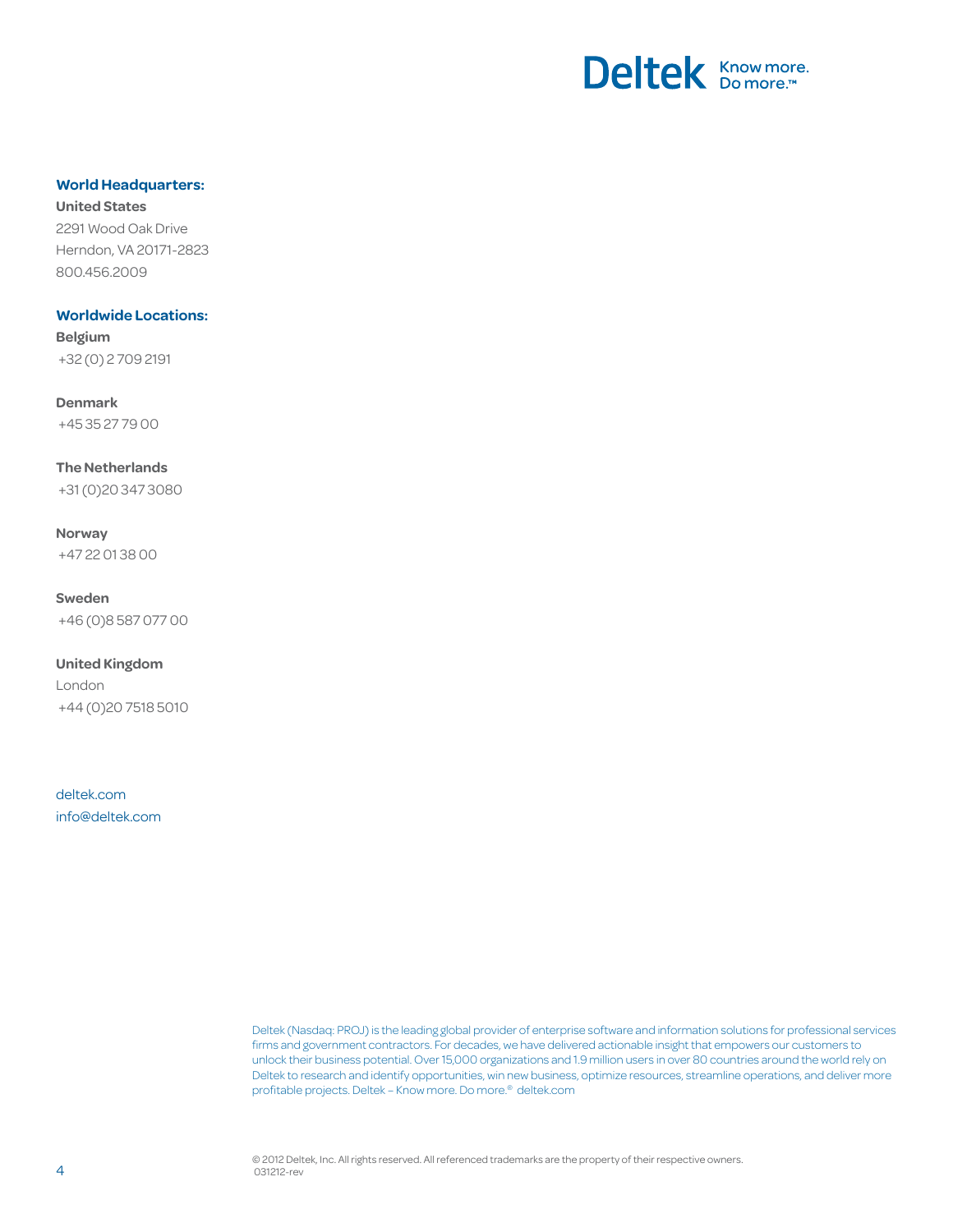Deltek Know more. Do more.™

### World Headquarters:

**United States**
2291 Wood Oak Drive
Herndon, VA 20171-2823
800.456.2009

### Worldwide Locations:

**Belgium**
+32 (0) 2 709 2191

**Denmark**
+45 35 27 79 00

**The Netherlands**
+31 (0)20 347 3080

**Norway**
+47 22 01 38 00

**Sweden**
+46 (0)8 587 077 00

**United Kingdom**
London
+44 (0)20 7518 5010

deltek.com
info@deltek.com

Deltek (Nasdaq: PROJ) is the leading global provider of enterprise software and information solutions for professional services firms and government contractors. For decades, we have delivered actionable insight that empowers our customers to unlock their business potential. Over 15,000 organizations and 1.9 million users in over 80 countries around the world rely on Deltek to research and identify opportunities, win new business, optimize resources, streamline operations, and deliver more profitable projects. Deltek – Know more. Do more.® deltek.com

© 2012 Deltek, Inc. All rights reserved. All referenced trademarks are the property of their respective owners.
031212-rev